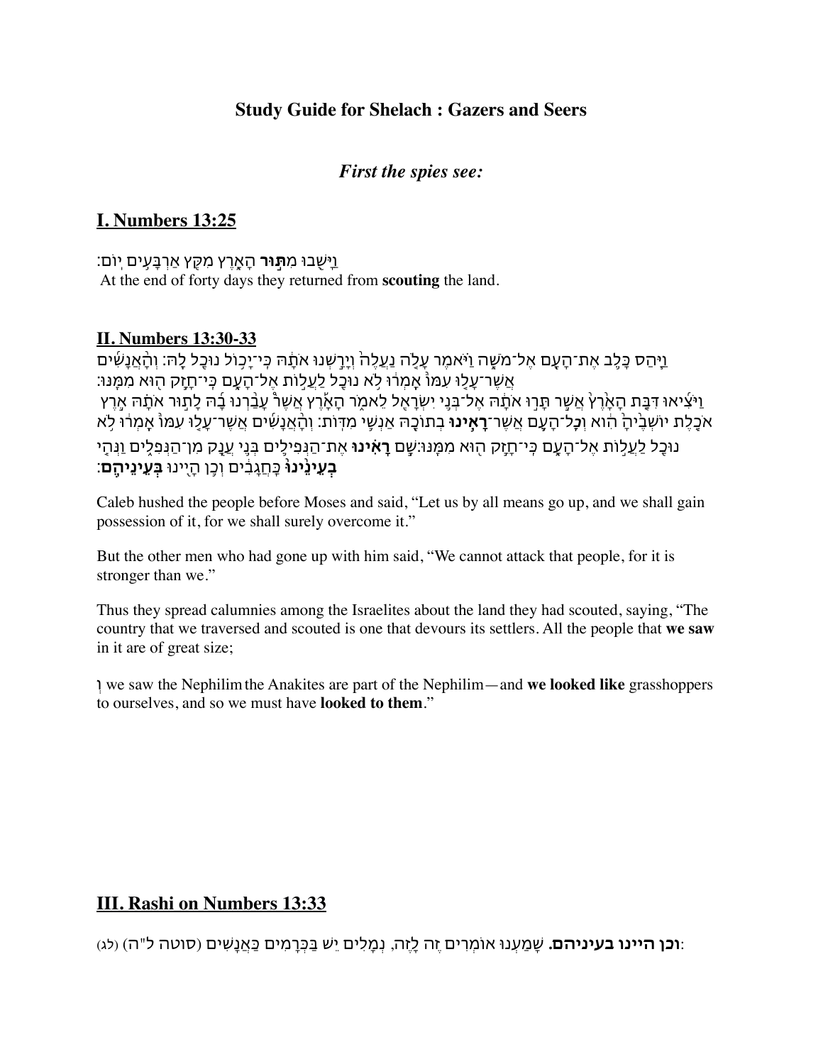# Study Guide for Shelach : Gazers and Seers

## *First the spies see:*

## I. Numbers 13:25

וַיָּשֻׁבוּ מִ**תּ֣וּר** הָאָ֑רֶץ מִקֵּ֖ץ אַרְבָּעִ֥ים יֽוֹם׃

At the end of forty days they returned from **scouting** the land.

## II. Numbers 13:30-33

וַיַּ֧הַס כָּלֵ֛ב אֶת־הָעָ֖ם אֶל־מֹשֶׁ֑ה וַיֹּ֗אמֶר עָלֹ֤ה נַעֲלֶה֙ וְיָרַ֣שְׁנוּ אֹתָ֔הּ כִּֽי־יָכ֥וֹל נוּכַ֖ל לָֽהּ׃ וְהָ֨אֲנָשִׁ֜ים אֲשֶׁר־עָל֤וּ עִמּוֹ֙ אָֽמְר֔וּ לֹ֥א נוּכַ֖ל לַעֲל֣וֹת אֶל־הָעָ֑ם כִּֽי־חָזָ֥ק ה֖וּא מִמֶּֽנּוּ׃ וַיֹּצִ֜יאוּ דִּבַּ֤ת הָאָ֙רֶץ֙ אֲשֶׁ֣ר תָּר֣וּ אֹתָ֔הּ אֶל־בְּנֵ֥י יִשְׂרָאֵ֖ל לֵאמֹ֑ר הָאָ֡רֶץ אֲשֶׁר֩ עָבַ֨רְנוּ בָ֜הּ לָת֣וּר אֹתָ֗הּ אֶ֣רֶץ אֹכֶ֤לֶת יוֹשְׁבֶ֙יהָ֙ הִ֔וא וְכָל־הָעָ֛ם אֲשֶׁר־**רָאִ֥ינוּ** בְתוֹכָ֖הּ אַנְשֵׁ֥י מִדּֽוֹת׃ וְשָׁ֣ם **רָאִ֗ינוּ** אֶת־הַנְּפִילִ֛ים בְּנֵ֥י עֲנָ֖ק מִן־הַנְּפִלִ֑ים וַנְּהִ֤י **בְעֵינֵ֙ינוּ֙** כַּֽחֲגָבִ֔ים וְכֵ֥ן הָיִ֖ינוּ **בְּעֵינֵיהֶֽם**׃

Caleb hushed the people before Moses and said, "Let us by all means go up, and we shall gain possession of it, for we shall surely overcome it."

But the other men who had gone up with him said, "We cannot attack that people, for it is stronger than we."

Thus they spread calumnies among the Israelites about the land they had scouted, saying, "The country that we traversed and scouted is one that devours its settlers. All the people that **we saw** in it are of great size;

ְ we saw the Nephilim the Anakites are part of the Nephilim—and **we looked like** grasshoppers to ourselves, and so we must have **looked to them**."

## III. Rashi on Numbers 13:33

(לג) **וכן היינו בעיניהם.** שָׁמַעְנוּ אוֹמְרִים זֶה לָזֶה, נְמָלִים יֵשׁ בַּכְּרָמִים כַּאֲנָשִׁים (סוטה ל"ה):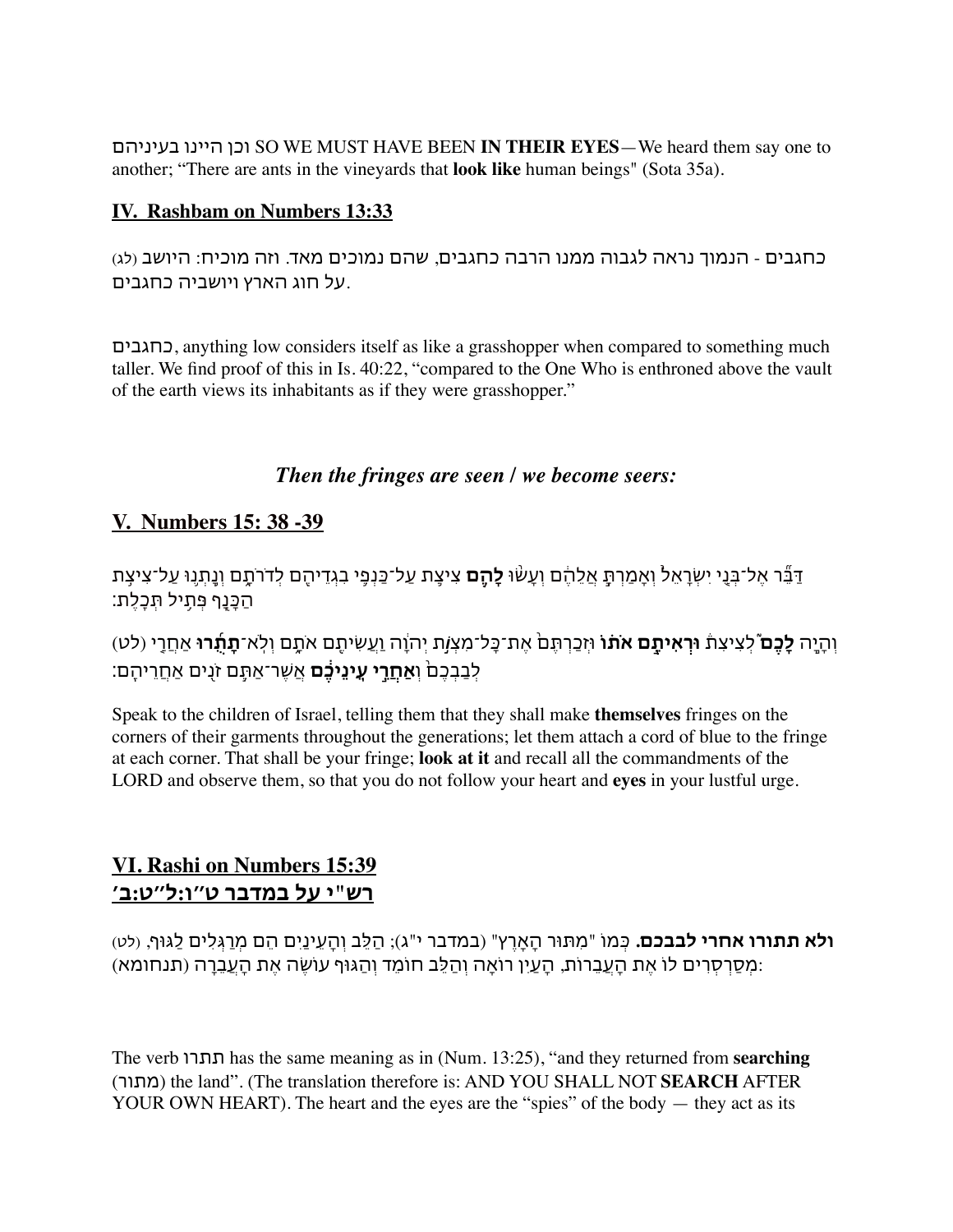וכן היינו בעיניהם SO WE MUST HAVE BEEN **IN THEIR EYES**—We heard them say one to another; "There are ants in the vineyards that **look like** human beings" (Sota 35a).

## IV. Rashbam on Numbers 13:33

(לג) כחגבים - הנמוך נראה לגבוה ממנו הרבה כחגבים, שהם נמוכים מאד. וזה מוכיח: היושב על חוג הארץ ויושביה כחגבים.

כחגבים, anything low considers itself as like a grasshopper when compared to something much taller. We find proof of this in Is. 40:22, "compared to the One Who is enthroned above the vault of the earth views its inhabitants as if they were grasshopper."

### *Then the fringes are seen / we become seers:*

## V. Numbers 15: 38 -39

דַּבֵּ֞ר אֶל־בְּנֵ֤י יִשְׂרָאֵל֙ וְאָמַרְתָּ֣ אֲלֵהֶ֔ם וְעָשׂ֨וּ **לָהֶ֥ם** צִיצִ֛ת עַל־כַּנְפֵ֥י בִגְדֵיהֶ֖ם לְדֹרֹתָ֑ם וְנָ֥תְנ֛וּ עַל־צִיצִ֥ת הַכָּנָ֖ף פְּתִ֥יל תְּכֵֽלֶת׃

(לט) וְהָיָ֣ה **לָכֶם֮** לְצִיצִת֒ **וּרְאִיתֶ֣ם אֹת֗וֹ** וּזְכַרְתֶּם֙ אֶת־כָּל־מִצְוֺ֣ת יְהוָ֔ה וַעֲשִׂיתֶ֖ם אֹתָ֑ם וְלֹֽא־**תָת֜וּרוּ** אַחֲרֵ֤י לְבַבְכֶם֙ **וְאַחֲרֵ֣י עֵֽינֵיכֶ֔ם** אֲשֶׁר־אַתֶּ֥ם זֹנִ֖ים אַחֲרֵיהֶֽם׃

Speak to the children of Israel, telling them that they shall make **themselves** fringes on the corners of their garments throughout the generations; let them attach a cord of blue to the fringe at each corner. That shall be your fringe; **look at it** and recall all the commandments of the LORD and observe them, so that you do not follow your heart and **eyes** in your lustful urge.

## VI. Rashi on Numbers 15:39
## רש"י על במדבר ט״ו:ל״ט:ב׳

(לט) **ולא תתורו אחרי לבבכם.** כְּמוֹ "מִתּוּר הָאָרֶץ" (במדבר י"ג); הַלֵּב וְהָעֵינַיִם הֵם מְרַגְּלִים לַגּוּף, מְסַרְסְרִים לוֹ אֶת הָעֲבֵרוֹת, הָעַיִן רוֹאָה וְהַלֵּב חוֹמֵד וְהַגּוּף עוֹשֶׂה אֶת הָעֲבֵרָה (תנחומא):

The verb תתרו has the same meaning as in (Num. 13:25), "and they returned from **searching** (מתור) the land". (The translation therefore is: AND YOU SHALL NOT **SEARCH** AFTER YOUR OWN HEART). The heart and the eyes are the "spies" of the body — they act as its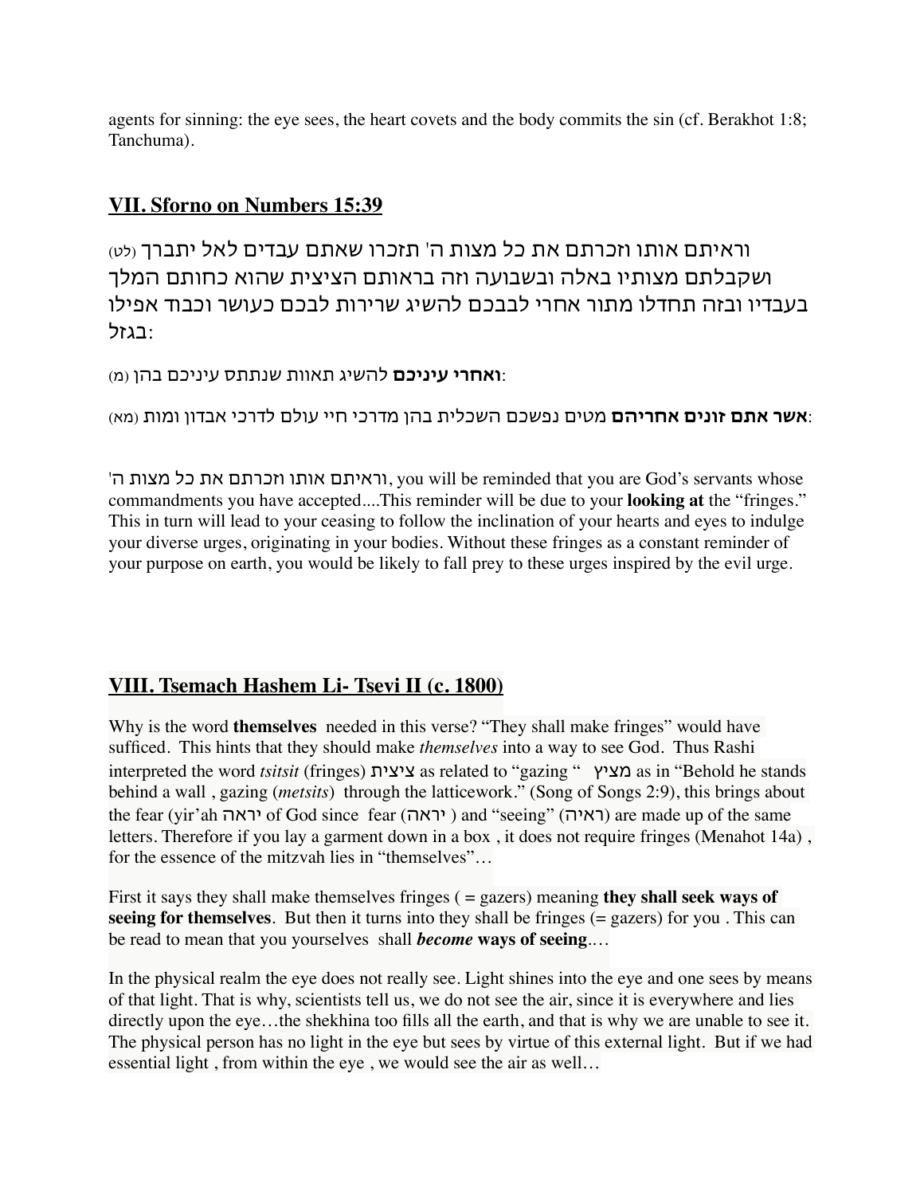agents for sinning: the eye sees, the heart covets and the body commits the sin (cf. Berakhot 1:8; Tanchuma).

## VII. Sforno on Numbers 15:39

(לט) וראיתם אותו וזכרתם את כל מצות ה' תזכרו שאתם עבדים לאל יתברך ושקבלתם מצותיו באלה ובשבועה וזה בראותם הציצית שהוא כחותם המלך בעבדיו ובזה תחדלו מתור אחרי לבבכם להשיג שרירות לבכם כעושר וכבוד אפילו בגזל:

(מ) **ואחרי עיניכם** להשיג תאוות שנתתס עיניכם בהן:

(מא) **אשר אתם זונים אחריהם** מטים נפשכם השכלית בהן מדרכי חיי עולם לדרכי אבדון ומות:

וראיתם אותו וזכרתם את כל מצות ה', you will be reminded that you are God's servants whose commandments you have accepted....This reminder will be due to your **looking at** the "fringes." This in turn will lead to your ceasing to follow the inclination of your hearts and eyes to indulge your diverse urges, originating in your bodies. Without these fringes as a constant reminder of your purpose on earth, you would be likely to fall prey to these urges inspired by the evil urge.

## VIII. Tsemach Hashem Li- Tsevi II (c. 1800)

Why is the word **themselves** needed in this verse? "They shall make fringes" would have sufficed. This hints that they should make *themselves* into a way to see God. Thus Rashi interpreted the word *tsitsit* (fringes) ציצית as related to "gazing " מציץ as in "Behold he stands behind a wall , gazing (*metsits*) through the latticework." (Song of Songs 2:9), this brings about the fear (yir'ah יראה of God since fear (יראה ) and "seeing" (ראיה) are made up of the same letters. Therefore if you lay a garment down in a box , it does not require fringes (Menahot 14a) , for the essence of the mitzvah lies in "themselves"…

First it says they shall make themselves fringes ( = gazers) meaning **they shall seek ways of seeing for themselves**. But then it turns into they shall be fringes (= gazers) for you . This can be read to mean that you yourselves shall ***become*** **ways of seeing**.…

In the physical realm the eye does not really see. Light shines into the eye and one sees by means of that light. That is why, scientists tell us, we do not see the air, since it is everywhere and lies directly upon the eye…the shekhina too fills all the earth, and that is why we are unable to see it. The physical person has no light in the eye but sees by virtue of this external light. But if we had essential light , from within the eye , we would see the air as well…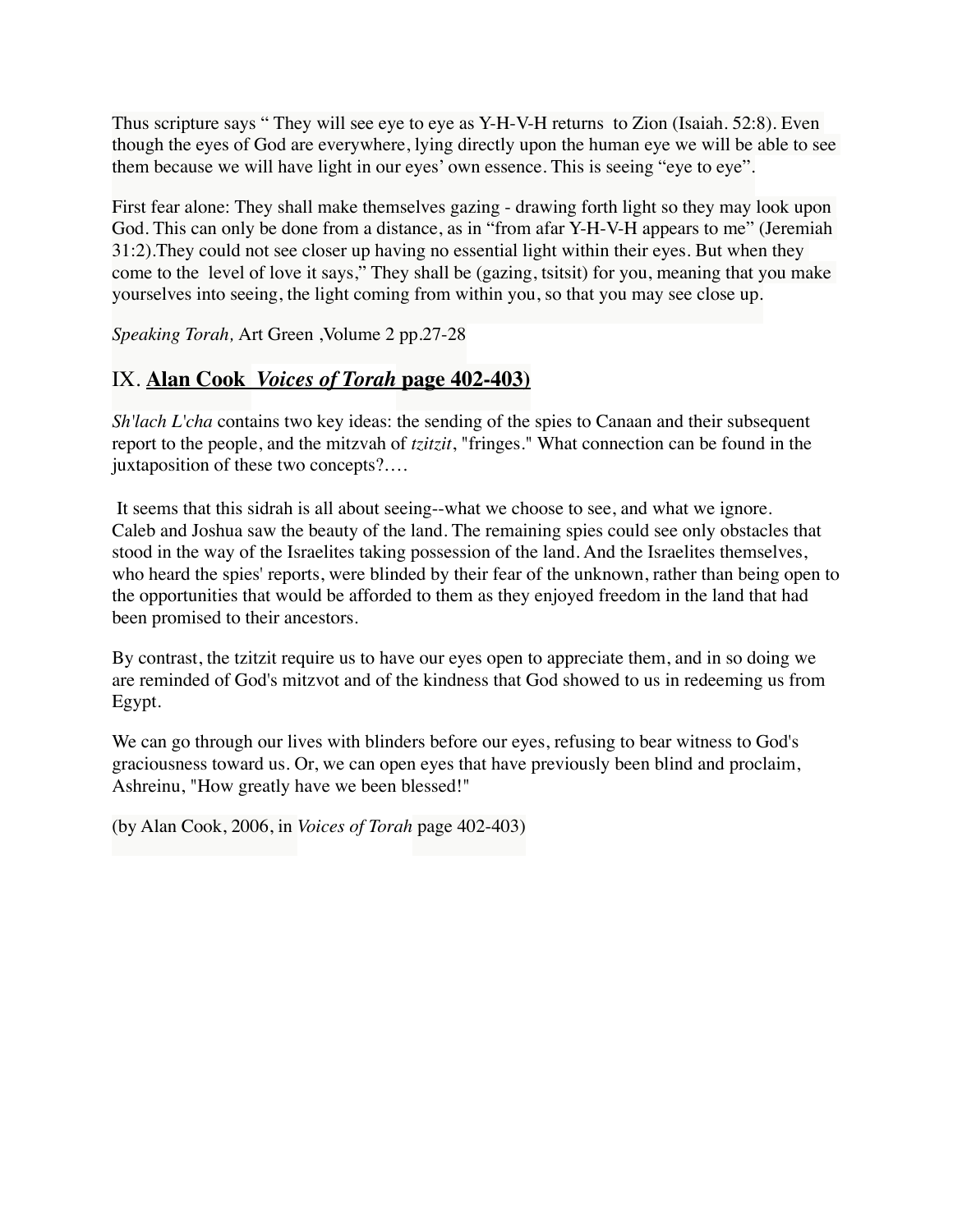Thus scripture says " They will see eye to eye as Y-H-V-H returns to Zion (Isaiah. 52:8). Even though the eyes of God are everywhere, lying directly upon the human eye we will be able to see them because we will have light in our eyes' own essence. This is seeing "eye to eye".

First fear alone: They shall make themselves gazing - drawing forth light so they may look upon God. This can only be done from a distance, as in "from afar Y-H-V-H appears to me" (Jeremiah 31:2).They could not see closer up having no essential light within their eyes. But when they come to the level of love it says," They shall be (gazing, tsitsit) for you, meaning that you make yourselves into seeing, the light coming from within you, so that you may see close up.

*Speaking Torah,* Art Green ,Volume 2 pp.27-28

## IX. **Alan Cook *Voices of Torah* page 402-403)**

*Sh'lach L'cha* contains two key ideas: the sending of the spies to Canaan and their subsequent report to the people, and the mitzvah of *tzitzit*, "fringes." What connection can be found in the juxtaposition of these two concepts?....

It seems that this sidrah is all about seeing--what we choose to see, and what we ignore. Caleb and Joshua saw the beauty of the land. The remaining spies could see only obstacles that stood in the way of the Israelites taking possession of the land. And the Israelites themselves, who heard the spies' reports, were blinded by their fear of the unknown, rather than being open to the opportunities that would be afforded to them as they enjoyed freedom in the land that had been promised to their ancestors.

By contrast, the tzitzit require us to have our eyes open to appreciate them, and in so doing we are reminded of God's mitzvot and of the kindness that God showed to us in redeeming us from Egypt.

We can go through our lives with blinders before our eyes, refusing to bear witness to God's graciousness toward us. Or, we can open eyes that have previously been blind and proclaim, Ashreinu, "How greatly have we been blessed!"

(by Alan Cook, 2006, in *Voices of Torah* page 402-403)